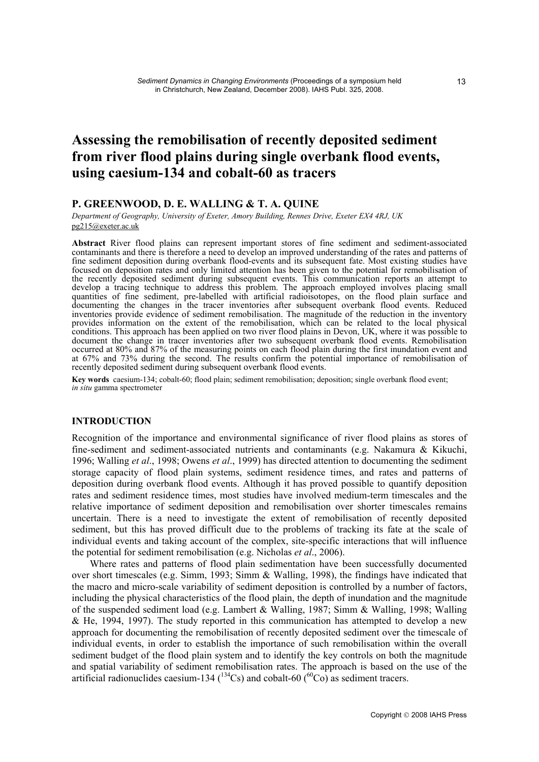# Assessing the remobilisation of recently deposited sediment from river flood plains during single overbank flood events, using caesium-134 and cobalt-60 as tracers

**P. GREENWOOD, D. E. WALLING & T. A. QUINE**

*Department of Geography, University of Exeter, Amory Building, Rennes Drive, Exeter EX4 4RJ, UK*
pg215@exeter.ac.uk

**Abstract** River flood plains can represent important stores of fine sediment and sediment-associated contaminants and there is therefore a need to develop an improved understanding of the rates and patterns of fine sediment deposition during overbank flood-events and its subsequent fate. Most existing studies have focused on deposition rates and only limited attention has been given to the potential for remobilisation of the recently deposited sediment during subsequent events. This communication reports an attempt to develop a tracing technique to address this problem. The approach employed involves placing small quantities of fine sediment, pre-labelled with artificial radioisotopes, on the flood plain surface and documenting the changes in the tracer inventories after subsequent overbank flood events. Reduced inventories provide evidence of sediment remobilisation. The magnitude of the reduction in the inventory provides information on the extent of the remobilisation, which can be related to the local physical conditions. This approach has been applied on two river flood plains in Devon, UK, where it was possible to document the change in tracer inventories after two subsequent overbank flood events. Remobilisation occurred at 80% and 87% of the measuring points on each flood plain during the first inundation event and at 67% and 73% during the second. The results confirm the potential importance of remobilisation of recently deposited sediment during subsequent overbank flood events.

**Key words** caesium-134; cobalt-60; flood plain; sediment remobilisation; deposition; single overbank flood event; *in situ* gamma spectrometer

## INTRODUCTION

Recognition of the importance and environmental significance of river flood plains as stores of fine-sediment and sediment-associated nutrients and contaminants (e.g. Nakamura & Kikuchi, 1996; Walling *et al*., 1998; Owens *et al*., 1999) has directed attention to documenting the sediment storage capacity of flood plain systems, sediment residence times, and rates and patterns of deposition during overbank flood events. Although it has proved possible to quantify deposition rates and sediment residence times, most studies have involved medium-term timescales and the relative importance of sediment deposition and remobilisation over shorter timescales remains uncertain. There is a need to investigate the extent of remobilisation of recently deposited sediment, but this has proved difficult due to the problems of tracking its fate at the scale of individual events and taking account of the complex, site-specific interactions that will influence the potential for sediment remobilisation (e.g. Nicholas *et al*., 2006).

Where rates and patterns of flood plain sedimentation have been successfully documented over short timescales (e.g. Simm, 1993; Simm & Walling, 1998), the findings have indicated that the macro and micro-scale variability of sediment deposition is controlled by a number of factors, including the physical characteristics of the flood plain, the depth of inundation and the magnitude of the suspended sediment load (e.g. Lambert & Walling, 1987; Simm & Walling, 1998; Walling & He, 1994, 1997). The study reported in this communication has attempted to develop a new approach for documenting the remobilisation of recently deposited sediment over the timescale of individual events, in order to establish the importance of such remobilisation within the overall sediment budget of the flood plain system and to identify the key controls on both the magnitude and spatial variability of sediment remobilisation rates. The approach is based on the use of the artificial radionuclides caesium-134 ($^{134}$Cs) and cobalt-60 ($^{60}$Co) as sediment tracers.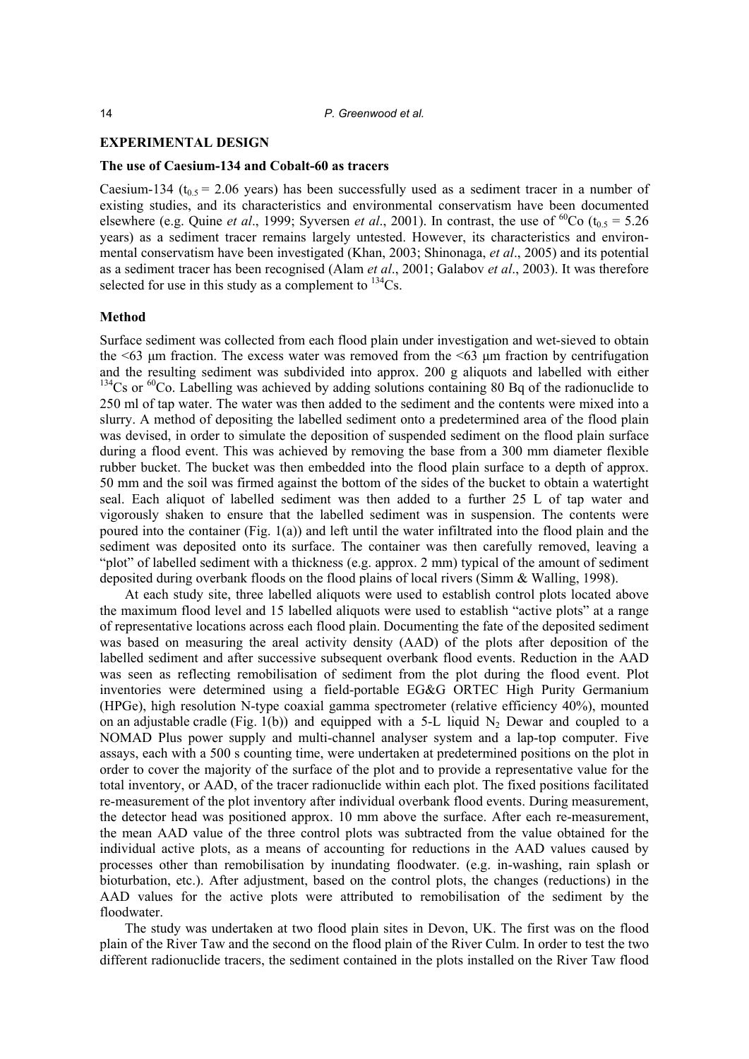## EXPERIMENTAL DESIGN

### The use of Caesium-134 and Cobalt-60 as tracers

Caesium-134 ($t_{0.5}$ = 2.06 years) has been successfully used as a sediment tracer in a number of existing studies, and its characteristics and environmental conservatism have been documented elsewhere (e.g. Quine *et al*., 1999; Syversen *et al*., 2001). In contrast, the use of $^{60}$Co ($t_{0.5}$ = 5.26 years) as a sediment tracer remains largely untested. However, its characteristics and environmental conservatism have been investigated (Khan, 2003; Shinonaga, *et al*., 2005) and its potential as a sediment tracer has been recognised (Alam *et al*., 2001; Galabov *et al*., 2003). It was therefore selected for use in this study as a complement to $^{134}$Cs.

### Method

Surface sediment was collected from each flood plain under investigation and wet-sieved to obtain the <63 μm fraction. The excess water was removed from the <63 μm fraction by centrifugation and the resulting sediment was subdivided into approx. 200 g aliquots and labelled with either $^{134}$Cs or $^{60}$Co. Labelling was achieved by adding solutions containing 80 Bq of the radionuclide to 250 ml of tap water. The water was then added to the sediment and the contents were mixed into a slurry. A method of depositing the labelled sediment onto a predetermined area of the flood plain was devised, in order to simulate the deposition of suspended sediment on the flood plain surface during a flood event. This was achieved by removing the base from a 300 mm diameter flexible rubber bucket. The bucket was then embedded into the flood plain surface to a depth of approx. 50 mm and the soil was firmed against the bottom of the sides of the bucket to obtain a watertight seal. Each aliquot of labelled sediment was then added to a further 25 L of tap water and vigorously shaken to ensure that the labelled sediment was in suspension. The contents were poured into the container (Fig. 1(a)) and left until the water infiltrated into the flood plain and the sediment was deposited onto its surface. The container was then carefully removed, leaving a "plot" of labelled sediment with a thickness (e.g. approx. 2 mm) typical of the amount of sediment deposited during overbank floods on the flood plains of local rivers (Simm & Walling, 1998).

At each study site, three labelled aliquots were used to establish control plots located above the maximum flood level and 15 labelled aliquots were used to establish "active plots" at a range of representative locations across each flood plain. Documenting the fate of the deposited sediment was based on measuring the areal activity density (AAD) of the plots after deposition of the labelled sediment and after successive subsequent overbank flood events. Reduction in the AAD was seen as reflecting remobilisation of sediment from the plot during the flood event. Plot inventories were determined using a field-portable EG&G ORTEC High Purity Germanium (HPGe), high resolution N-type coaxial gamma spectrometer (relative efficiency 40%), mounted on an adjustable cradle (Fig. 1(b)) and equipped with a 5-L liquid $N_2$ Dewar and coupled to a NOMAD Plus power supply and multi-channel analyser system and a lap-top computer. Five assays, each with a 500 s counting time, were undertaken at predetermined positions on the plot in order to cover the majority of the surface of the plot and to provide a representative value for the total inventory, or AAD, of the tracer radionuclide within each plot. The fixed positions facilitated re-measurement of the plot inventory after individual overbank flood events. During measurement, the detector head was positioned approx. 10 mm above the surface. After each re-measurement, the mean AAD value of the three control plots was subtracted from the value obtained for the individual active plots, as a means of accounting for reductions in the AAD values caused by processes other than remobilisation by inundating floodwater. (e.g. in-washing, rain splash or bioturbation, etc.). After adjustment, based on the control plots, the changes (reductions) in the AAD values for the active plots were attributed to remobilisation of the sediment by the floodwater.

The study was undertaken at two flood plain sites in Devon, UK. The first was on the flood plain of the River Taw and the second on the flood plain of the River Culm. In order to test the two different radionuclide tracers, the sediment contained in the plots installed on the River Taw flood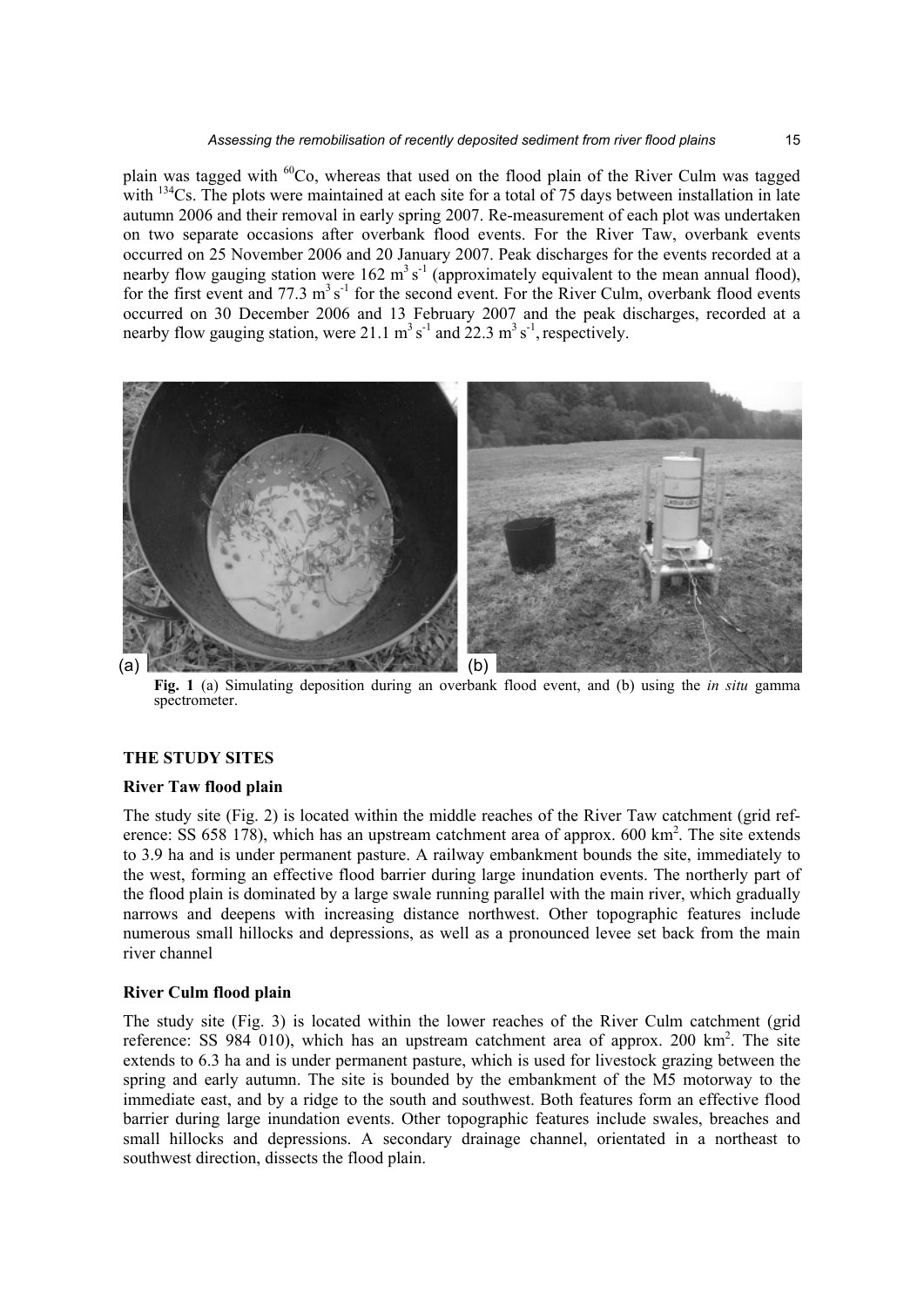plain was tagged with $^{60}Co$, whereas that used on the flood plain of the River Culm was tagged with $^{134}Cs$. The plots were maintained at each site for a total of 75 days between installation in late autumn 2006 and their removal in early spring 2007. Re-measurement of each plot was undertaken on two separate occasions after overbank flood events. For the River Taw, overbank events occurred on 25 November 2006 and 20 January 2007. Peak discharges for the events recorded at a nearby flow gauging station were 162 $m^3 s^{-1}$ (approximately equivalent to the mean annual flood), for the first event and 77.3 $m^3 s^{-1}$ for the second event. For the River Culm, overbank flood events occurred on 30 December 2006 and 13 February 2007 and the peak discharges, recorded at a nearby flow gauging station, were 21.1 $m^3 s^{-1}$ and 22.3 $m^3 s^{-1}$, respectively.

**Fig. 1** (a) Simulating deposition during an overbank flood event, and (b) using the *in situ* gamma spectrometer.

## THE STUDY SITES

### River Taw flood plain

The study site (Fig. 2) is located within the middle reaches of the River Taw catchment (grid reference: SS 658 178), which has an upstream catchment area of approx. 600 $km^2$. The site extends to 3.9 ha and is under permanent pasture. A railway embankment bounds the site, immediately to the west, forming an effective flood barrier during large inundation events. The northerly part of the flood plain is dominated by a large swale running parallel with the main river, which gradually narrows and deepens with increasing distance northwest. Other topographic features include numerous small hillocks and depressions, as well as a pronounced levee set back from the main river channel

### River Culm flood plain

The study site (Fig. 3) is located within the lower reaches of the River Culm catchment (grid reference: SS 984 010), which has an upstream catchment area of approx. 200 $km^2$. The site extends to 6.3 ha and is under permanent pasture, which is used for livestock grazing between the spring and early autumn. The site is bounded by the embankment of the M5 motorway to the immediate east, and by a ridge to the south and southwest. Both features form an effective flood barrier during large inundation events. Other topographic features include swales, breaches and small hillocks and depressions. A secondary drainage channel, orientated in a northeast to southwest direction, dissects the flood plain.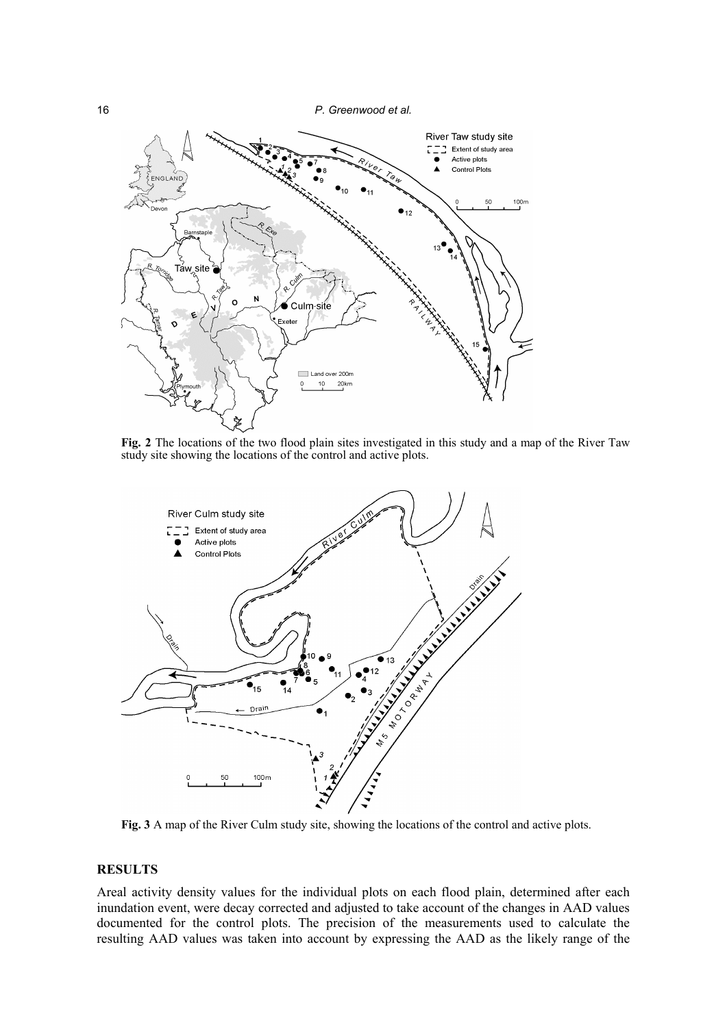**Fig. 2** The locations of the two flood plain sites investigated in this study and a map of the River Taw study site showing the locations of the control and active plots.

**Fig. 3** A map of the River Culm study site, showing the locations of the control and active plots.

## RESULTS

Areal activity density values for the individual plots on each flood plain, determined after each inundation event, were decay corrected and adjusted to take account of the changes in AAD values documented for the control plots. The precision of the measurements used to calculate the resulting AAD values was taken into account by expressing the AAD as the likely range of the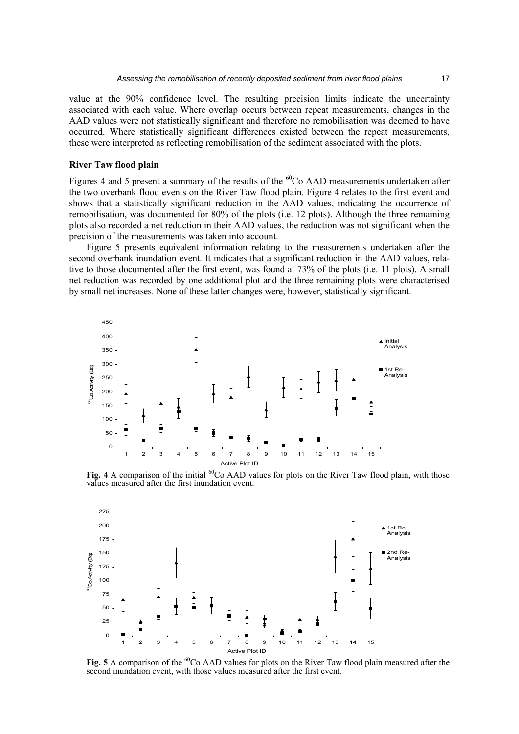value at the 90% confidence level. The resulting precision limits indicate the uncertainty associated with each value. Where overlap occurs between repeat measurements, changes in the AAD values were not statistically significant and therefore no remobilisation was deemed to have occurred. Where statistically significant differences existed between the repeat measurements, these were interpreted as reflecting remobilisation of the sediment associated with the plots.

### River Taw flood plain

Figures 4 and 5 present a summary of the results of the $^{60}$Co AAD measurements undertaken after the two overbank flood events on the River Taw flood plain. Figure 4 relates to the first event and shows that a statistically significant reduction in the AAD values, indicating the occurrence of remobilisation, was documented for 80% of the plots (i.e. 12 plots). Although the three remaining plots also recorded a net reduction in their AAD values, the reduction was not significant when the precision of the measurements was taken into account.

Figure 5 presents equivalent information relating to the measurements undertaken after the second overbank inundation event. It indicates that a significant reduction in the AAD values, relative to those documented after the first event, was found at 73% of the plots (i.e. 11 plots). A small net reduction was recorded by one additional plot and the three remaining plots were characterised by small net increases. None of these latter changes were, however, statistically significant.

**Fig. 4** A comparison of the initial $^{60}$Co AAD values for plots on the River Taw flood plain, with those values measured after the first inundation event.

**Fig. 5** A comparison of the $^{60}$Co AAD values for plots on the River Taw flood plain measured after the second inundation event, with those values measured after the first event.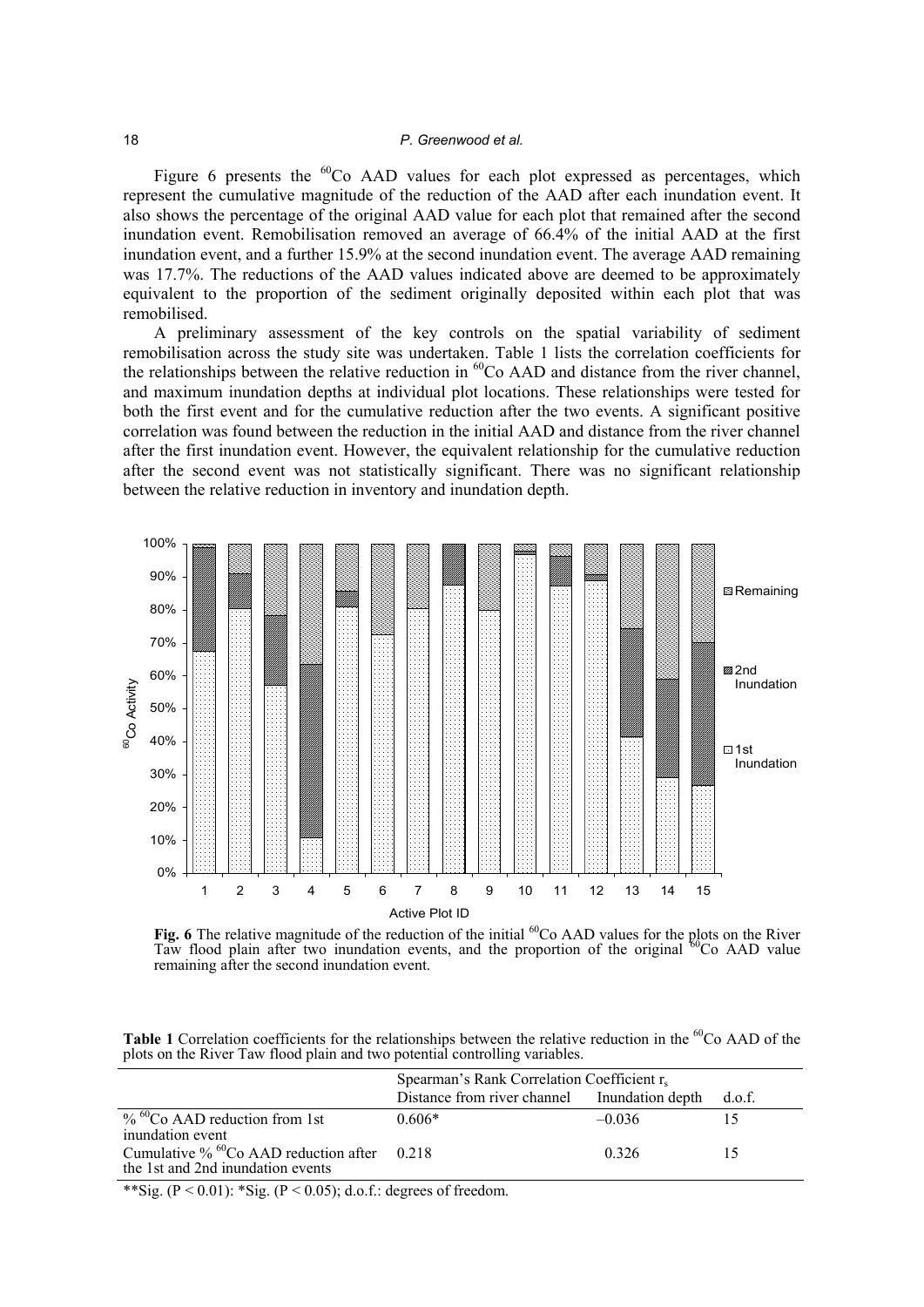Figure 6 presents the $^{60}$Co AAD values for each plot expressed as percentages, which represent the cumulative magnitude of the reduction of the AAD after each inundation event. It also shows the percentage of the original AAD value for each plot that remained after the second inundation event. Remobilisation removed an average of 66.4% of the initial AAD at the first inundation event, and a further 15.9% at the second inundation event. The average AAD remaining was 17.7%. The reductions of the AAD values indicated above are deemed to be approximately equivalent to the proportion of the sediment originally deposited within each plot that was remobilised.

A preliminary assessment of the key controls on the spatial variability of sediment remobilisation across the study site was undertaken. Table 1 lists the correlation coefficients for the relationships between the relative reduction in $^{60}$Co AAD and distance from the river channel, and maximum inundation depths at individual plot locations. These relationships were tested for both the first event and for the cumulative reduction after the two events. A significant positive correlation was found between the reduction in the initial AAD and distance from the river channel after the first inundation event. However, the equivalent relationship for the cumulative reduction after the second event was not statistically significant. There was no significant relationship between the relative reduction in inventory and inundation depth.

**Fig. 6** The relative magnitude of the reduction of the initial $^{60}$Co AAD values for the plots on the River Taw flood plain after two inundation events, and the proportion of the original $^{60}$Co AAD value remaining after the second inundation event.

**Table 1** Correlation coefficients for the relationships between the relative reduction in the $^{60}$Co AAD of the plots on the River Taw flood plain and two potential controlling variables.

| | Spearman's Rank Correlation Coefficient $r_s$ | | |
|---|---|---|---|
| | Distance from river channel | Inundation depth | d.o.f. |
| % $^{60}$Co AAD reduction from 1st inundation event | 0.606* | –0.036 | 15 |
| Cumulative % $^{60}$Co AAD reduction after the 1st and 2nd inundation events | 0.218 | 0.326 | 15 |

**Sig. ($P < 0.01$): *Sig. ($P < 0.05$); d.o.f.: degrees of freedom.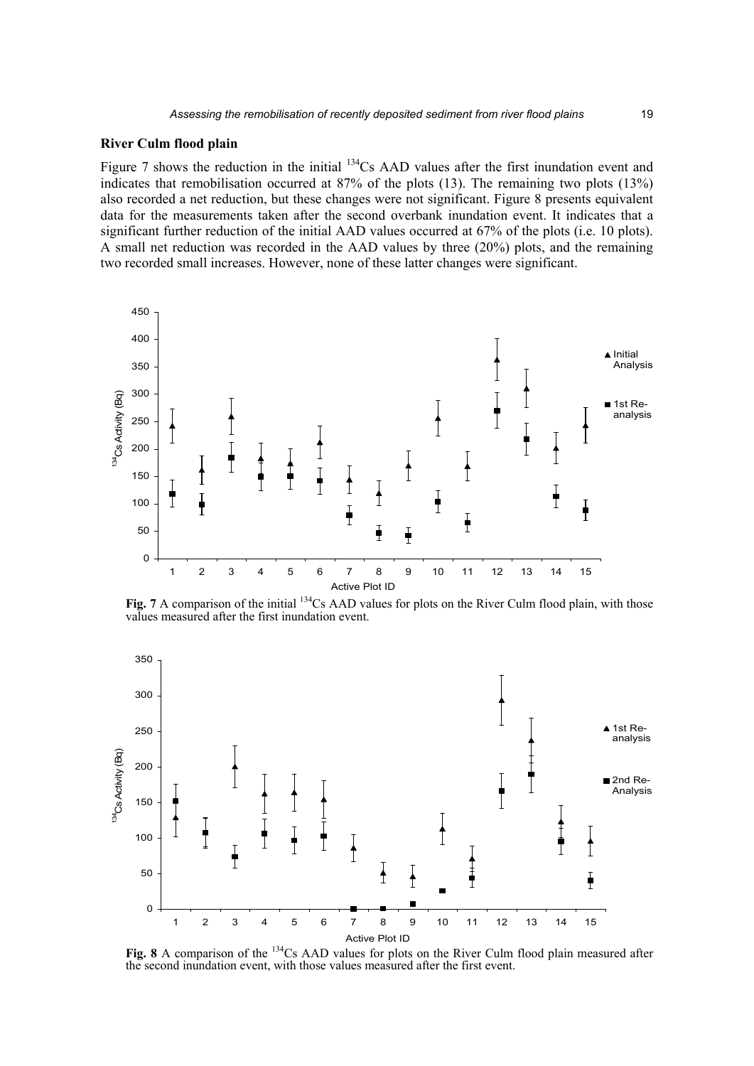## River Culm flood plain

Figure 7 shows the reduction in the initial $^{134}$Cs AAD values after the first inundation event and indicates that remobilisation occurred at 87% of the plots (13). The remaining two plots (13%) also recorded a net reduction, but these changes were not significant. Figure 8 presents equivalent data for the measurements taken after the second overbank inundation event. It indicates that a significant further reduction of the initial AAD values occurred at 67% of the plots (i.e. 10 plots). A small net reduction was recorded in the AAD values by three (20%) plots, and the remaining two recorded small increases. However, none of these latter changes were significant.

**Fig. 7** A comparison of the initial $^{134}$Cs AAD values for plots on the River Culm flood plain, with those values measured after the first inundation event.

**Fig. 8** A comparison of the $^{134}$Cs AAD values for plots on the River Culm flood plain measured after the second inundation event, with those values measured after the first event.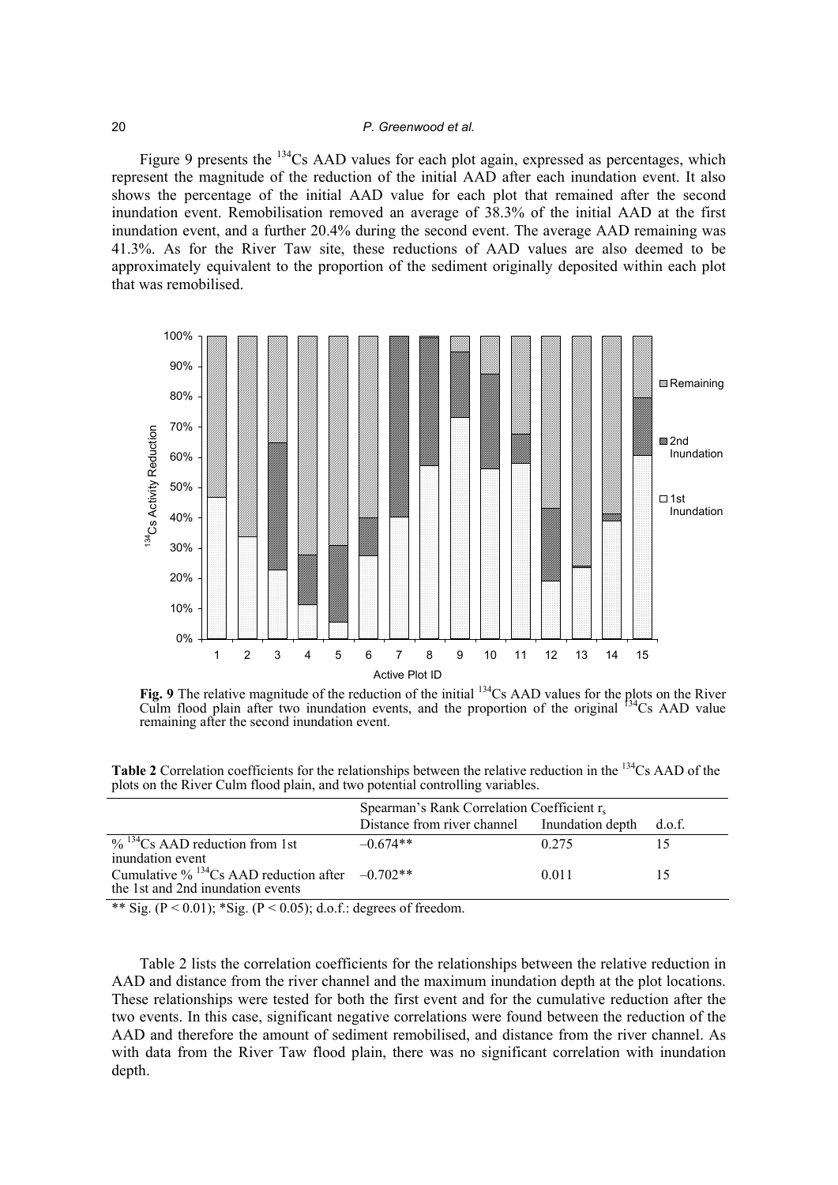Figure 9 presents the $^{134}Cs$ AAD values for each plot again, expressed as percentages, which represent the magnitude of the reduction of the initial AAD after each inundation event. It also shows the percentage of the initial AAD value for each plot that remained after the second inundation event. Remobilisation removed an average of 38.3% of the initial AAD at the first inundation event, and a further 20.4% during the second event. The average AAD remaining was 41.3%. As for the River Taw site, these reductions of AAD values are also deemed to be approximately equivalent to the proportion of the sediment originally deposited within each plot that was remobilised.

**Fig. 9** The relative magnitude of the reduction of the initial $^{134}Cs$ AAD values for the plots on the River Culm flood plain after two inundation events, and the proportion of the original $^{134}Cs$ AAD value remaining after the second inundation event.

**Table 2** Correlation coefficients for the relationships between the relative reduction in the $^{134}Cs$ AAD of the plots on the River Culm flood plain, and two potential controlling variables.

| | Spearman's Rank Correlation Coefficient $r_s$ | | |
|---|---|---|---|
| | Distance from river channel | Inundation depth | d.o.f. |
| % $^{134}Cs$ AAD reduction from 1st inundation event | –0.674** | 0.275 | 15 |
| Cumulative % $^{134}Cs$ AAD reduction after the 1st and 2nd inundation events | –0.702** | 0.011 | 15 |

** Sig. ($P < 0.01$); *Sig. ($P < 0.05$); d.o.f.: degrees of freedom.

Table 2 lists the correlation coefficients for the relationships between the relative reduction in AAD and distance from the river channel and the maximum inundation depth at the plot locations. These relationships were tested for both the first event and for the cumulative reduction after the two events. In this case, significant negative correlations were found between the reduction of the AAD and therefore the amount of sediment remobilised, and distance from the river channel. As with data from the River Taw flood plain, there was no significant correlation with inundation depth.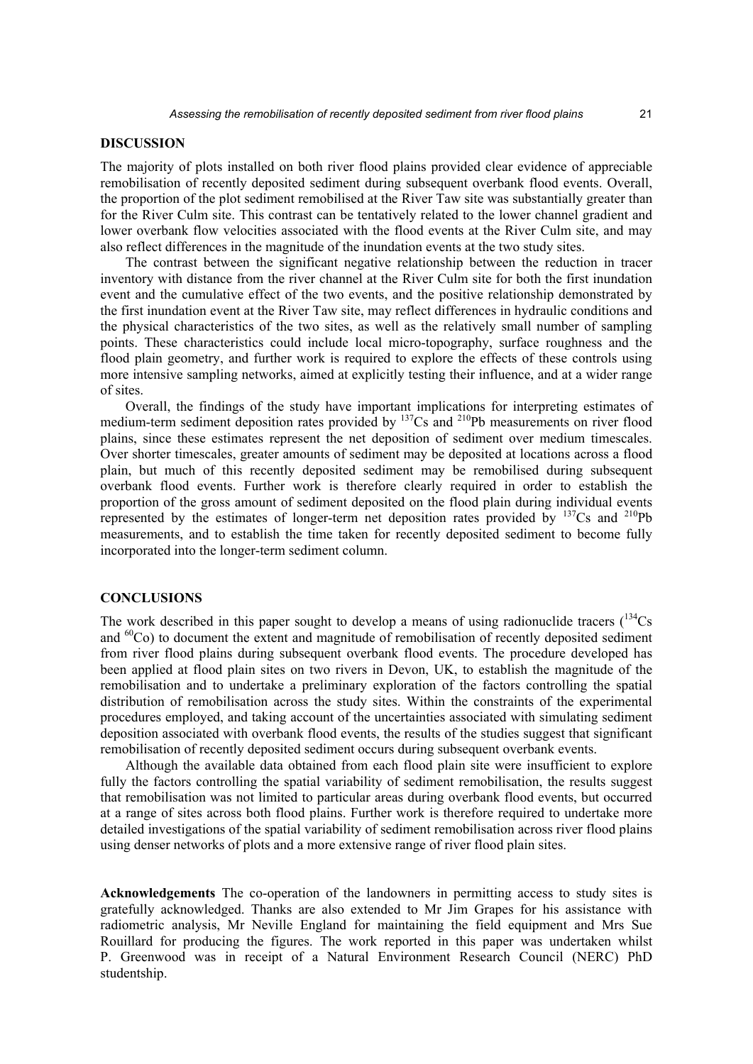## DISCUSSION

The majority of plots installed on both river flood plains provided clear evidence of appreciable remobilisation of recently deposited sediment during subsequent overbank flood events. Overall, the proportion of the plot sediment remobilised at the River Taw site was substantially greater than for the River Culm site. This contrast can be tentatively related to the lower channel gradient and lower overbank flow velocities associated with the flood events at the River Culm site, and may also reflect differences in the magnitude of the inundation events at the two study sites.

The contrast between the significant negative relationship between the reduction in tracer inventory with distance from the river channel at the River Culm site for both the first inundation event and the cumulative effect of the two events, and the positive relationship demonstrated by the first inundation event at the River Taw site, may reflect differences in hydraulic conditions and the physical characteristics of the two sites, as well as the relatively small number of sampling points. These characteristics could include local micro-topography, surface roughness and the flood plain geometry, and further work is required to explore the effects of these controls using more intensive sampling networks, aimed at explicitly testing their influence, and at a wider range of sites.

Overall, the findings of the study have important implications for interpreting estimates of medium-term sediment deposition rates provided by $^{137}Cs$ and $^{210}Pb$ measurements on river flood plains, since these estimates represent the net deposition of sediment over medium timescales. Over shorter timescales, greater amounts of sediment may be deposited at locations across a flood plain, but much of this recently deposited sediment may be remobilised during subsequent overbank flood events. Further work is therefore clearly required in order to establish the proportion of the gross amount of sediment deposited on the flood plain during individual events represented by the estimates of longer-term net deposition rates provided by $^{137}Cs$ and $^{210}Pb$ measurements, and to establish the time taken for recently deposited sediment to become fully incorporated into the longer-term sediment column.

## CONCLUSIONS

The work described in this paper sought to develop a means of using radionuclide tracers ($^{134}Cs$ and $^{60}Co$) to document the extent and magnitude of remobilisation of recently deposited sediment from river flood plains during subsequent overbank flood events. The procedure developed has been applied at flood plain sites on two rivers in Devon, UK, to establish the magnitude of the remobilisation and to undertake a preliminary exploration of the factors controlling the spatial distribution of remobilisation across the study sites. Within the constraints of the experimental procedures employed, and taking account of the uncertainties associated with simulating sediment deposition associated with overbank flood events, the results of the studies suggest that significant remobilisation of recently deposited sediment occurs during subsequent overbank events.

Although the available data obtained from each flood plain site were insufficient to explore fully the factors controlling the spatial variability of sediment remobilisation, the results suggest that remobilisation was not limited to particular areas during overbank flood events, but occurred at a range of sites across both flood plains. Further work is therefore required to undertake more detailed investigations of the spatial variability of sediment remobilisation across river flood plains using denser networks of plots and a more extensive range of river flood plain sites.

**Acknowledgements** The co-operation of the landowners in permitting access to study sites is gratefully acknowledged. Thanks are also extended to Mr Jim Grapes for his assistance with radiometric analysis, Mr Neville England for maintaining the field equipment and Mrs Sue Rouillard for producing the figures. The work reported in this paper was undertaken whilst P. Greenwood was in receipt of a Natural Environment Research Council (NERC) PhD studentship.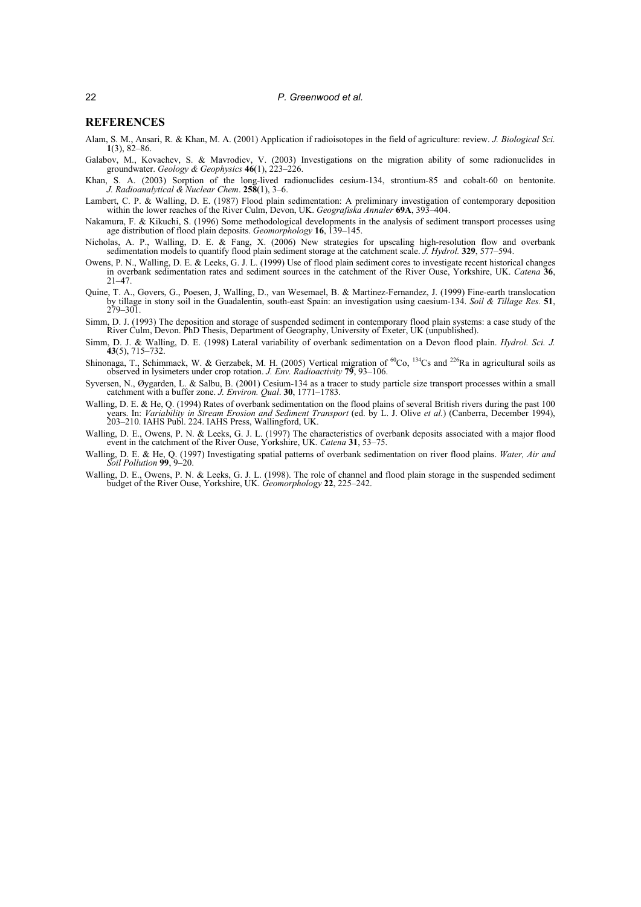## REFERENCES

Alam, S. M., Ansari, R. & Khan, M. A. (2001) Application if radioisotopes in the field of agriculture: review. *J. Biological Sci.* **1**(3), 82–86.

Galabov, M., Kovachev, S. & Mavrodiev, V. (2003) Investigations on the migration ability of some radionuclides in groundwater. *Geology & Geophysics* **46**(1), 223–226.

Khan, S. A. (2003) Sorption of the long-lived radionuclides cesium-134, strontium-85 and cobalt-60 on bentonite. *J. Radioanalytical & Nuclear Chem*. **258**(1), 3–6.

Lambert, C. P. & Walling, D. E. (1987) Flood plain sedimentation: A preliminary investigation of contemporary deposition within the lower reaches of the River Culm, Devon, UK. *Geografiska Annaler* **69A**, 393–404.

Nakamura, F. & Kikuchi, S. (1996) Some methodological developments in the analysis of sediment transport processes using age distribution of flood plain deposits. *Geomorphology* **16**, 139–145.

Nicholas, A. P., Walling, D. E. & Fang, X. (2006) New strategies for upscaling high-resolution flow and overbank sedimentation models to quantify flood plain sediment storage at the catchment scale. *J. Hydrol.* **329**, 577–594.

Owens, P. N., Walling, D. E. & Leeks, G. J. L. (1999) Use of flood plain sediment cores to investigate recent historical changes in overbank sedimentation rates and sediment sources in the catchment of the River Ouse, Yorkshire, UK. *Catena* **36**, 21–47.

Quine, T. A., Govers, G., Poesen, J, Walling, D., van Wesemael, B. & Martinez-Fernandez, J. (1999) Fine-earth translocation by tillage in stony soil in the Guadalentin, south-east Spain: an investigation using caesium-134. *Soil & Tillage Res.* **51**, 279–301.

Simm, D. J. (1993) The deposition and storage of suspended sediment in contemporary flood plain systems: a case study of the River Culm, Devon. PhD Thesis, Department of Geography, University of Exeter, UK (unpublished).

Simm, D. J. & Walling, D. E. (1998) Lateral variability of overbank sedimentation on a Devon flood plain. *Hydrol. Sci. J.* **43**(5), 715–732.

Shinonaga, T., Schimmack, W. & Gerzabek, M. H. (2005) Vertical migration of $^{60}$Co, $^{134}$Cs and $^{226}$Ra in agricultural soils as observed in lysimeters under crop rotation. *J. Env. Radioactivity* **79**, 93–106.

Syversen, N., Øygarden, L. & Salbu, B. (2001) Cesium-134 as a tracer to study particle size transport processes within a small catchment with a buffer zone. *J. Environ. Qual*. **30**, 1771–1783.

Walling, D. E. & He, Q. (1994) Rates of overbank sedimentation on the flood plains of several British rivers during the past 100 years. In: *Variability in Stream Erosion and Sediment Transport* (ed. by L. J. Olive *et al.*) (Canberra, December 1994), 203–210. IAHS Publ. 224. IAHS Press, Wallingford, UK.

Walling, D. E., Owens, P. N. & Leeks, G. J. L. (1997) The characteristics of overbank deposits associated with a major flood event in the catchment of the River Ouse, Yorkshire, UK. *Catena* **31**, 53–75.

Walling, D. E. & He, Q. (1997) Investigating spatial patterns of overbank sedimentation on river flood plains. *Water, Air and Soil Pollution* **99**, 9–20.

Walling, D. E., Owens, P. N. & Leeks, G. J. L. (1998). The role of channel and flood plain storage in the suspended sediment budget of the River Ouse, Yorkshire, UK. *Geomorphology* **22**, 225–242.